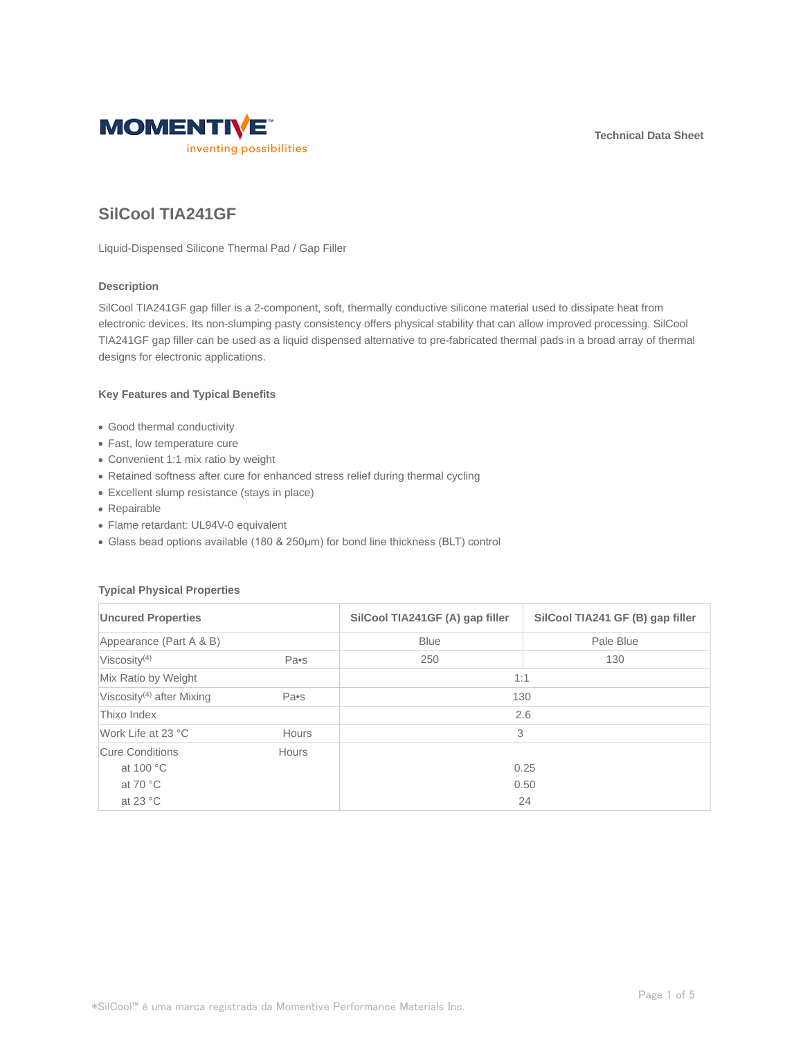Technical Data Sheet

# SilCool TIA241GF

Liquid-Dispensed Silicone Thermal Pad / Gap Filler

### Description

SilCool TIA241GF gap filler is a 2-component, soft, thermally conductive silicone material used to dissipate heat from electronic devices. Its non-slumping pasty consistency offers physical stability that can allow improved processing. SilCool TIA241GF gap filler can be used as a liquid dispensed alternative to pre-fabricated thermal pads in a broad array of thermal designs for electronic applications.

### Key Features and Typical Benefits

- Good thermal conductivity
- Fast, low temperature cure
- Convenient 1:1 mix ratio by weight
- Retained softness after cure for enhanced stress relief during thermal cycling
- Excellent slump resistance (stays in place)
- Repairable
- Flame retardant: UL94V-0 equivalent
- Glass bead options available (180 & 250μm) for bond line thickness (BLT) control

### Typical Physical Properties

| Uncured Properties | | SilCool TIA241GF (A) gap filler | SilCool TIA241 GF (B) gap filler |
|---|---|---|---|
| Appearance (Part A & B) | | Blue | Pale Blue |
| Viscosity[4] | Pa•s | 250 | 130 |
| Mix Ratio by Weight | | 1:1 | |
| Viscosity[4] after Mixing | Pa•s | 130 | |
| Thixo Index | | 2.6 | |
| Work Life at 23 °C | Hours | 3 | |
| Cure Conditions | Hours | | |
| at 100 °C | | 0.25 | |
| at 70 °C | | 0.50 | |
| at 23 °C | | 24 | |

*SilCool™ é uma marca registrada da Momentive Performance Materials Inc.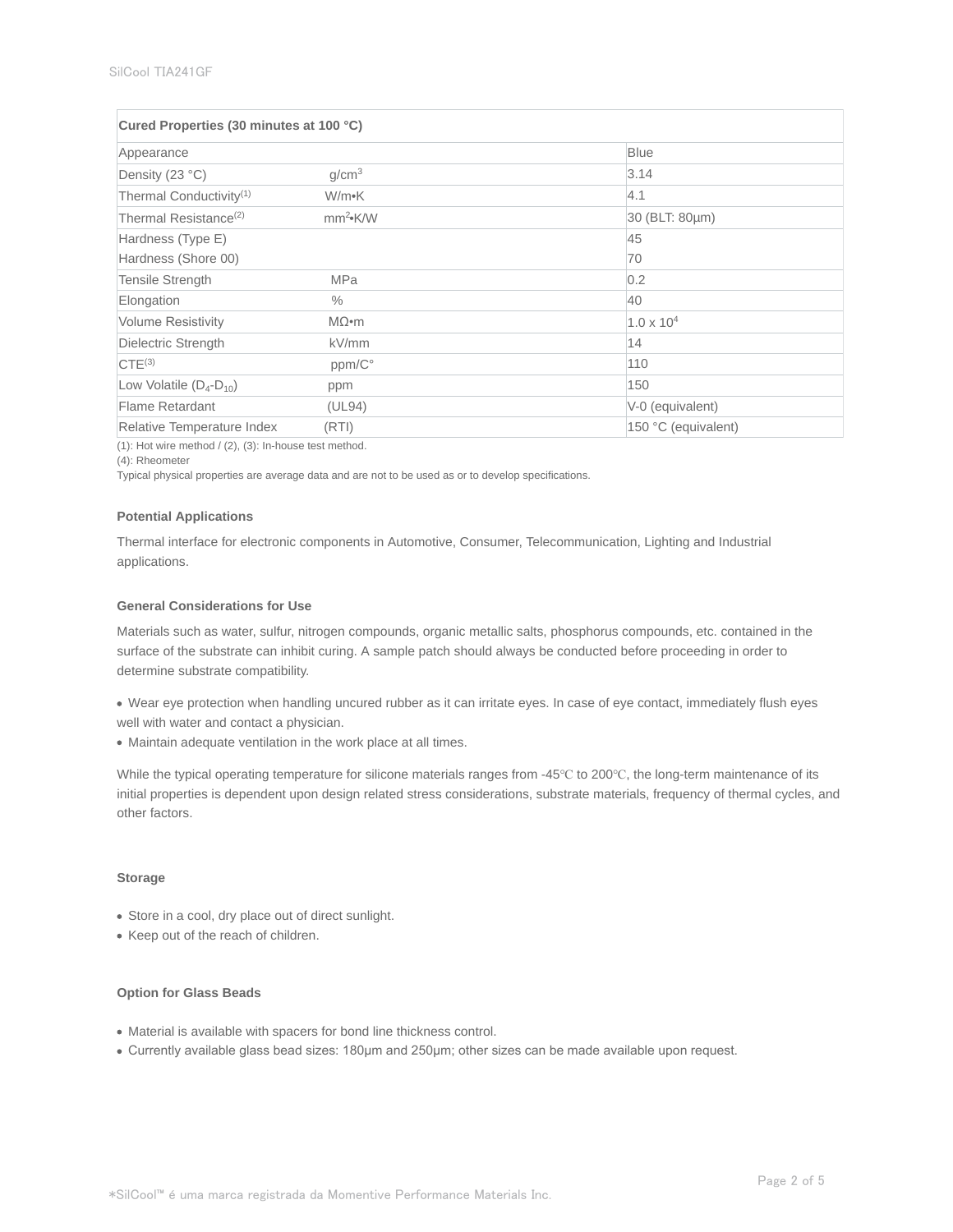| Cured Properties (30 minutes at 100 °C) | | |
|---|---|---|
| Appearance | | Blue |
| Density (23 °C) | $g/cm^3$ | 3.14 |
| Thermal Conductivity(1) | W/m•K | 4.1 |
| Thermal Resistance(2) | $mm^2$•K/W | 30 (BLT: 80µm) |
| Hardness (Type E)<br>Hardness (Shore 00) | | 45<br>70 |
| Tensile Strength | MPa | 0.2 |
| Elongation | % | 40 |
| Volume Resistivity | MΩ•m | $1.0 \times 10^4$ |
| Dielectric Strength | kV/mm | 14 |
| CTE(3) | ppm/C° | 110 |
| Low Volatile ($D_4$-$D_{10}$) | ppm | 150 |
| Flame Retardant | (UL94) | V-0 (equivalent) |
| Relative Temperature Index | (RTI) | 150 °C (equivalent) |

(1): Hot wire method / (2), (3): In-house test method.
(4): Rheometer
Typical physical properties are average data and are not to be used as or to develop specifications.

### Potential Applications

Thermal interface for electronic components in Automotive, Consumer, Telecommunication, Lighting and Industrial applications.

### General Considerations for Use

Materials such as water, sulfur, nitrogen compounds, organic metallic salts, phosphorus compounds, etc. contained in the surface of the substrate can inhibit curing. A sample patch should always be conducted before proceeding in order to determine substrate compatibility.

- Wear eye protection when handling uncured rubber as it can irritate eyes. In case of eye contact, immediately flush eyes well with water and contact a physician.
- Maintain adequate ventilation in the work place at all times.

While the typical operating temperature for silicone materials ranges from -45℃ to 200℃, the long-term maintenance of its initial properties is dependent upon design related stress considerations, substrate materials, frequency of thermal cycles, and other factors.

### Storage

- Store in a cool, dry place out of direct sunlight.
- Keep out of the reach of children.

### Option for Glass Beads

- Material is available with spacers for bond line thickness control.
- Currently available glass bead sizes: 180µm and 250µm; other sizes can be made available upon request.

*SilCool™ é uma marca registrada da Momentive Performance Materials Inc.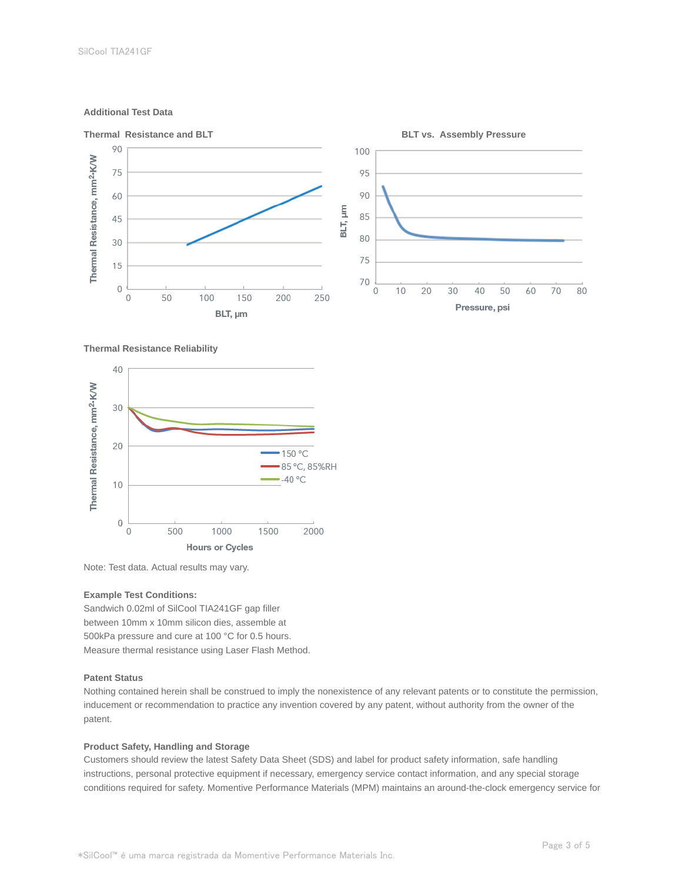## Additional Test Data

**Thermal Resistance and BLT**

**BLT vs. Assembly Pressure**

**Thermal Resistance Reliability**

Note: Test data. Actual results may vary.

**Example Test Conditions:**
Sandwich 0.02ml of SilCool TIA241GF gap filler between 10mm x 10mm silicon dies, assemble at 500kPa pressure and cure at 100 °C for 0.5 hours. Measure thermal resistance using Laser Flash Method.

**Patent Status**
Nothing contained herein shall be construed to imply the nonexistence of any relevant patents or to constitute the permission, inducement or recommendation to practice any invention covered by any patent, without authority from the owner of the patent.

**Product Safety, Handling and Storage**
Customers should review the latest Safety Data Sheet (SDS) and label for product safety information, safe handling instructions, personal protective equipment if necessary, emergency service contact information, and any special storage conditions required for safety. Momentive Performance Materials (MPM) maintains an around-the-clock emergency service for

*SilCool™ é uma marca registrada da Momentive Performance Materials Inc.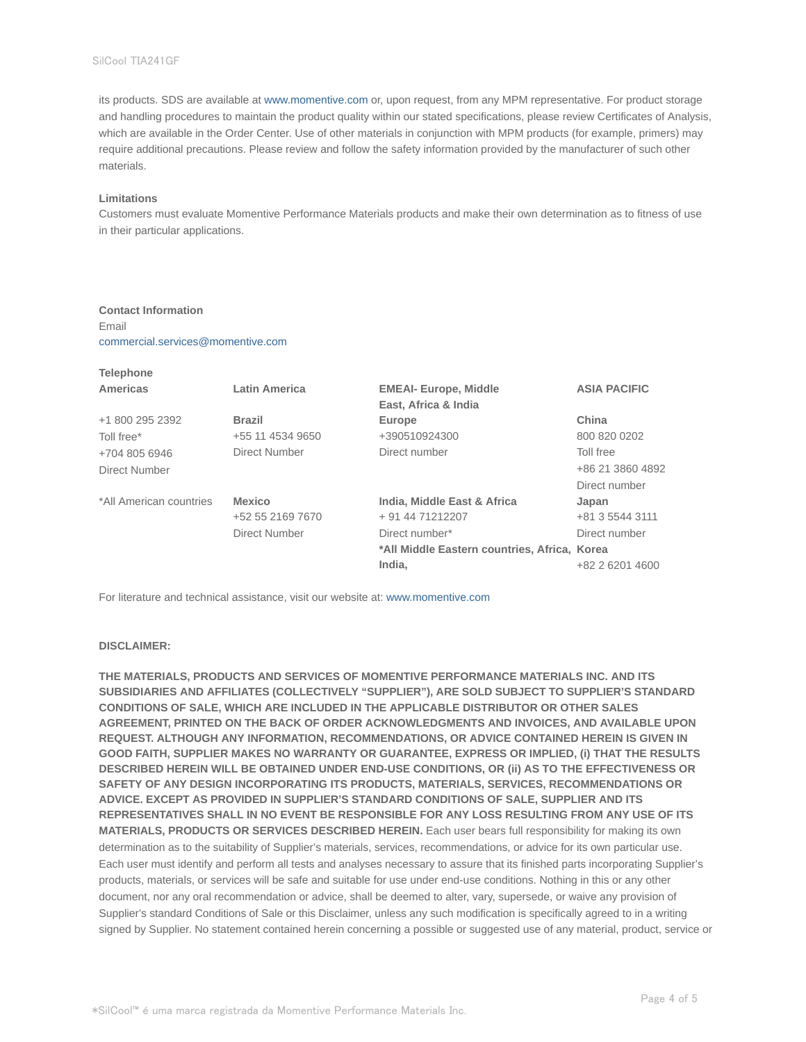its products. SDS are available at www.momentive.com or, upon request, from any MPM representative. For product storage and handling procedures to maintain the product quality within our stated specifications, please review Certificates of Analysis, which are available in the Order Center. Use of other materials in conjunction with MPM products (for example, primers) may require additional precautions. Please review and follow the safety information provided by the manufacturer of such other materials.

**Limitations**

Customers must evaluate Momentive Performance Materials products and make their own determination as to fitness of use in their particular applications.

**Contact Information**

Email

commercial.services@momentive.com

**Telephone**

| **Americas** | **Latin America** | **EMEAI- Europe, Middle East, Africa & India** | **ASIA PACIFIC** |
|---|---|---|---|
| +1 800 295 2392<br>Toll free*<br>+704 805 6946<br>Direct Number | **Brazil**<br>+55 11 4534 9650<br>Direct Number | **Europe**<br>+390510924300<br>Direct number | **China**<br>800 820 0202<br>Toll free<br>+86 21 3860 4892<br>Direct number |
| *All American countries | **Mexico**<br>+52 55 2169 7670<br>Direct Number | **India, Middle East & Africa**<br>+ 91 44 71212207<br>Direct number*<br>***All Middle Eastern countries, Africa, India,** | **Japan**<br>+81 3 5544 3111<br>Direct number<br>**Korea**<br>+82 2 6201 4600 |

For literature and technical assistance, visit our website at: www.momentive.com

**DISCLAIMER:**

**THE MATERIALS, PRODUCTS AND SERVICES OF MOMENTIVE PERFORMANCE MATERIALS INC. AND ITS SUBSIDIARIES AND AFFILIATES (COLLECTIVELY "SUPPLIER"), ARE SOLD SUBJECT TO SUPPLIER'S STANDARD CONDITIONS OF SALE, WHICH ARE INCLUDED IN THE APPLICABLE DISTRIBUTOR OR OTHER SALES AGREEMENT, PRINTED ON THE BACK OF ORDER ACKNOWLEDGMENTS AND INVOICES, AND AVAILABLE UPON REQUEST. ALTHOUGH ANY INFORMATION, RECOMMENDATIONS, OR ADVICE CONTAINED HEREIN IS GIVEN IN GOOD FAITH, SUPPLIER MAKES NO WARRANTY OR GUARANTEE, EXPRESS OR IMPLIED, (i) THAT THE RESULTS DESCRIBED HEREIN WILL BE OBTAINED UNDER END-USE CONDITIONS, OR (ii) AS TO THE EFFECTIVENESS OR SAFETY OF ANY DESIGN INCORPORATING ITS PRODUCTS, MATERIALS, SERVICES, RECOMMENDATIONS OR ADVICE. EXCEPT AS PROVIDED IN SUPPLIER'S STANDARD CONDITIONS OF SALE, SUPPLIER AND ITS REPRESENTATIVES SHALL IN NO EVENT BE RESPONSIBLE FOR ANY LOSS RESULTING FROM ANY USE OF ITS MATERIALS, PRODUCTS OR SERVICES DESCRIBED HEREIN.** Each user bears full responsibility for making its own determination as to the suitability of Supplier's materials, services, recommendations, or advice for its own particular use. Each user must identify and perform all tests and analyses necessary to assure that its finished parts incorporating Supplier's products, materials, or services will be safe and suitable for use under end-use conditions. Nothing in this or any other document, nor any oral recommendation or advice, shall be deemed to alter, vary, supersede, or waive any provision of Supplier's standard Conditions of Sale or this Disclaimer, unless any such modification is specifically agreed to in a writing signed by Supplier. No statement contained herein concerning a possible or suggested use of any material, product, service or

*SilCool™ é uma marca registrada da Momentive Performance Materials Inc.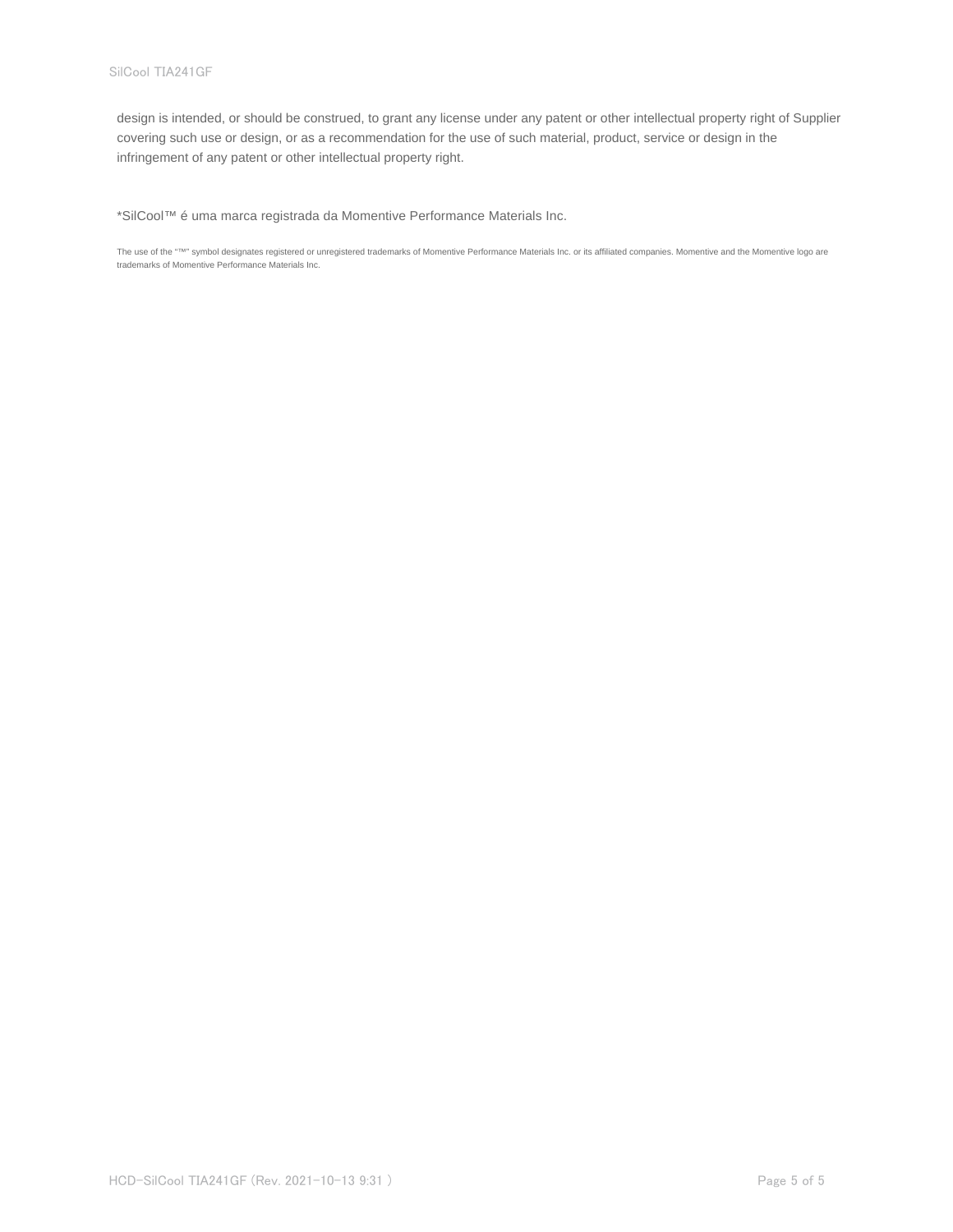design is intended, or should be construed, to grant any license under any patent or other intellectual property right of Supplier covering such use or design, or as a recommendation for the use of such material, product, service or design in the infringement of any patent or other intellectual property right.

*SilCool™ é uma marca registrada da Momentive Performance Materials Inc.

The use of the "™" symbol designates registered or unregistered trademarks of Momentive Performance Materials Inc. or its affiliated companies. Momentive and the Momentive logo are trademarks of Momentive Performance Materials Inc.